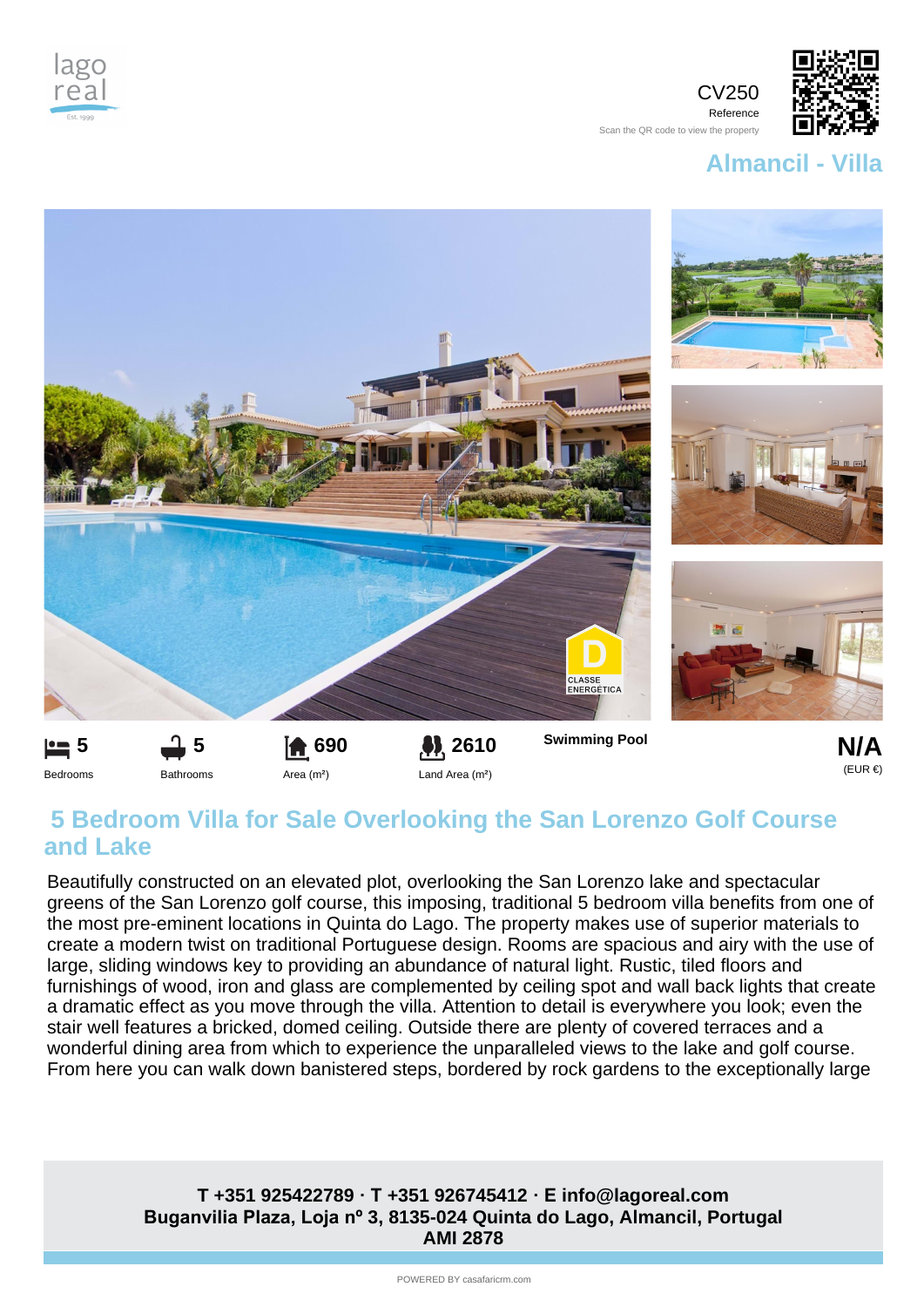lago real

CV250
Reference
Scan the QR code to view the property

## Almancil - Villa

CLASSE ENERGÉTICA D

| 5 | 5 | 690 | 2610 | Swimming Pool | N/A |
|---|---|---|---|---|---|
| Bedrooms | Bathrooms | Area (m²) | Land Area (m²) | | (EUR €) |

## 5 Bedroom Villa for Sale Overlooking the San Lorenzo Golf Course and Lake

Beautifully constructed on an elevated plot, overlooking the San Lorenzo lake and spectacular greens of the San Lorenzo golf course, this imposing, traditional 5 bedroom villa benefits from one of the most pre-eminent locations in Quinta do Lago. The property makes use of superior materials to create a modern twist on traditional Portuguese design. Rooms are spacious and airy with the use of large, sliding windows key to providing an abundance of natural light. Rustic, tiled floors and furnishings of wood, iron and glass are complemented by ceiling spot and wall back lights that create a dramatic effect as you move through the villa. Attention to detail is everywhere you look; even the stair well features a bricked, domed ceiling. Outside there are plenty of covered terraces and a wonderful dining area from which to experience the unparalleled views to the lake and golf course. From here you can walk down banistered steps, bordered by rock gardens to the exceptionally large

**T +351 925422789 · T +351 926745412 · E info@lagoreal.com**
**Buganvilia Plaza, Loja nº 3, 8135-024 Quinta do Lago, Almancil, Portugal**
**AMI 2878**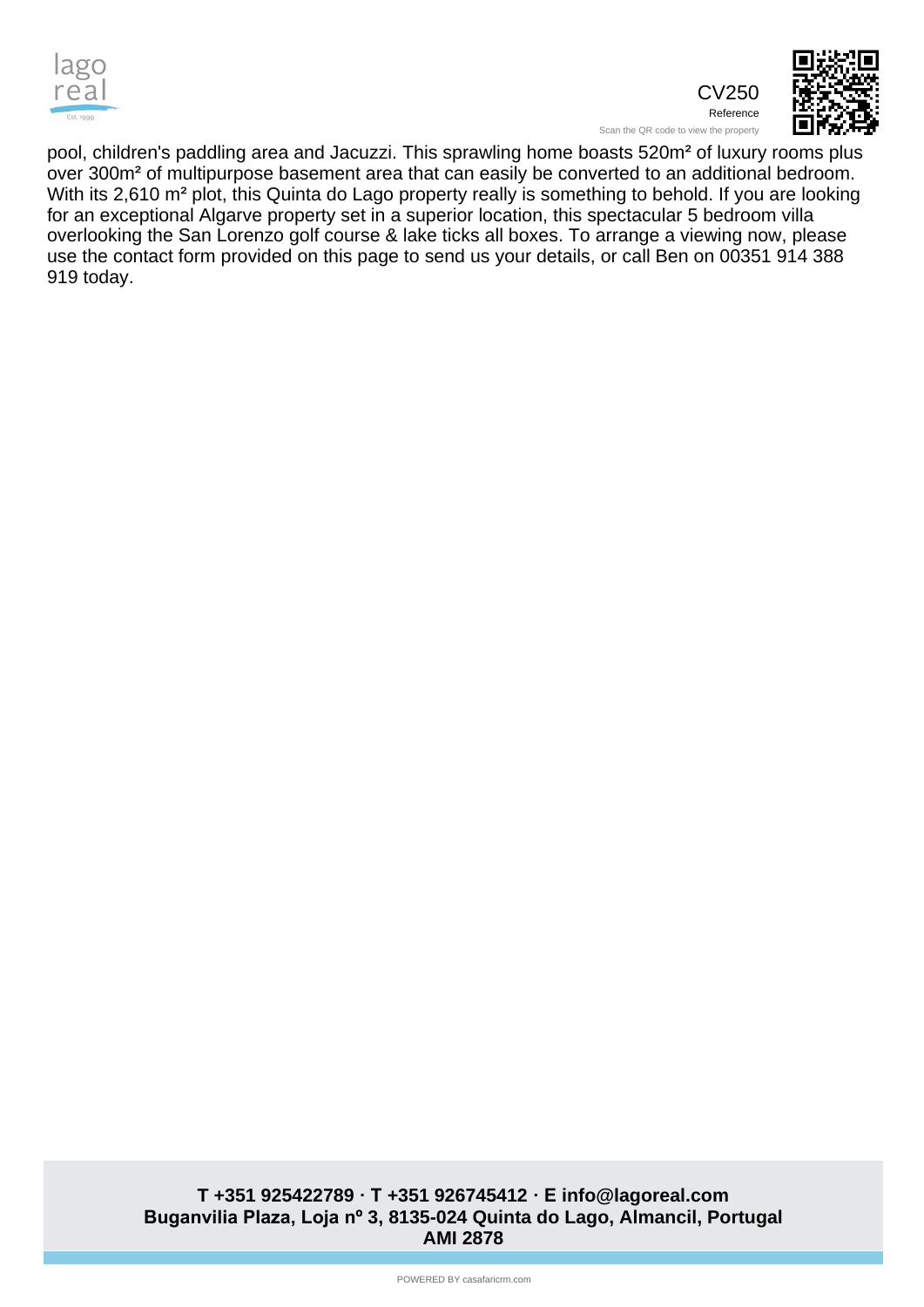pool, children's paddling area and Jacuzzi. This sprawling home boasts 520m² of luxury rooms plus over 300m² of multipurpose basement area that can easily be converted to an additional bedroom. With its 2,610 m² plot, this Quinta do Lago property really is something to behold. If you are looking for an exceptional Algarve property set in a superior location, this spectacular 5 bedroom villa overlooking the San Lorenzo golf course & lake ticks all boxes. To arrange a viewing now, please use the contact form provided on this page to send us your details, or call Ben on 00351 914 388 919 today.